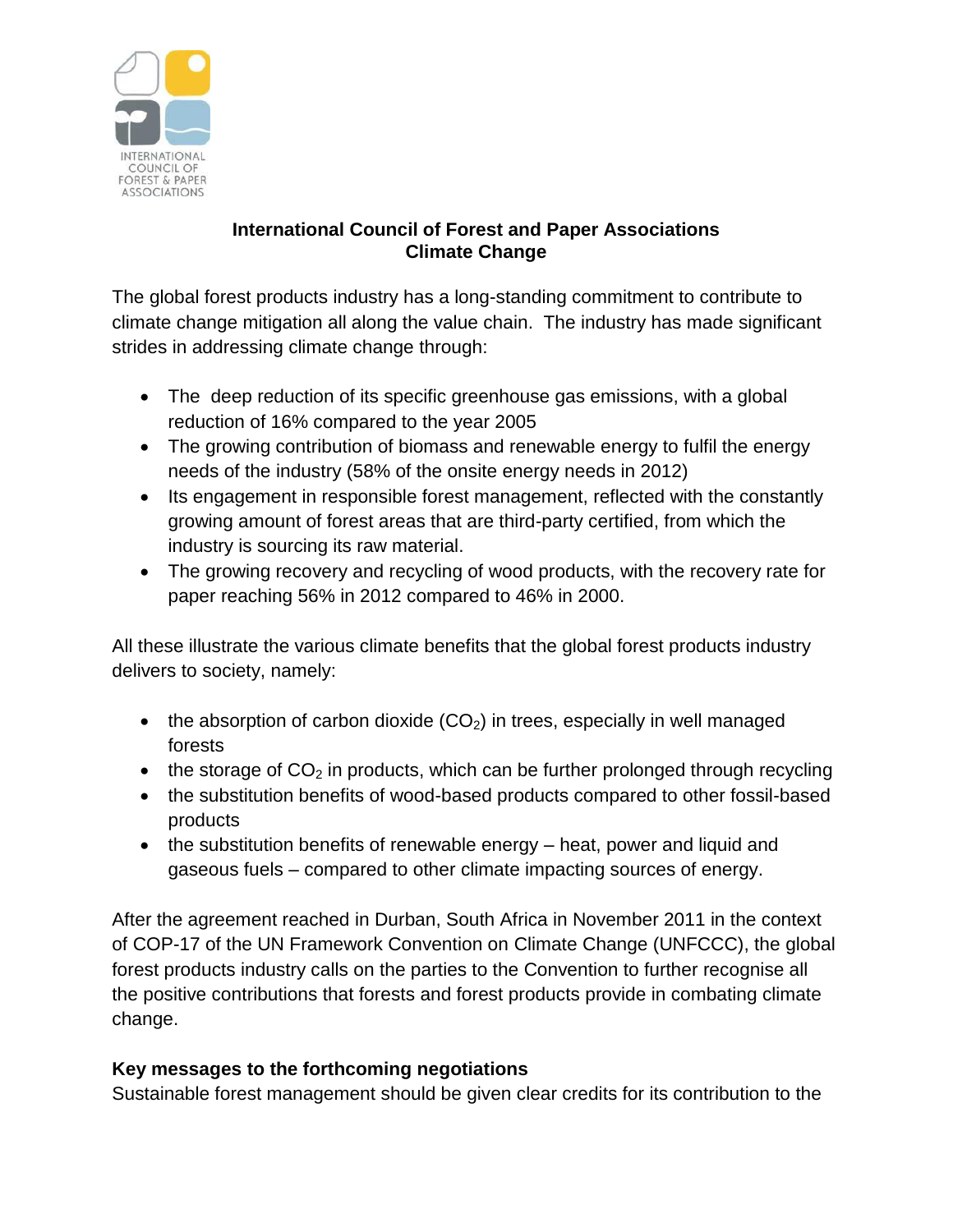# International Council of Forest and Paper Associations
## Climate Change

The global forest products industry has a long-standing commitment to contribute to climate change mitigation all along the value chain. The industry has made significant strides in addressing climate change through:

- The deep reduction of its specific greenhouse gas emissions, with a global reduction of 16% compared to the year 2005
- The growing contribution of biomass and renewable energy to fulfil the energy needs of the industry (58% of the onsite energy needs in 2012)
- Its engagement in responsible forest management, reflected with the constantly growing amount of forest areas that are third-party certified, from which the industry is sourcing its raw material.
- The growing recovery and recycling of wood products, with the recovery rate for paper reaching 56% in 2012 compared to 46% in 2000.

All these illustrate the various climate benefits that the global forest products industry delivers to society, namely:

- the absorption of carbon dioxide ($CO_2$) in trees, especially in well managed forests
- the storage of $CO_2$ in products, which can be further prolonged through recycling
- the substitution benefits of wood-based products compared to other fossil-based products
- the substitution benefits of renewable energy – heat, power and liquid and gaseous fuels – compared to other climate impacting sources of energy.

After the agreement reached in Durban, South Africa in November 2011 in the context of COP-17 of the UN Framework Convention on Climate Change (UNFCCC), the global forest products industry calls on the parties to the Convention to further recognise all the positive contributions that forests and forest products provide in combating climate change.

### Key messages to the forthcoming negotiations

Sustainable forest management should be given clear credits for its contribution to the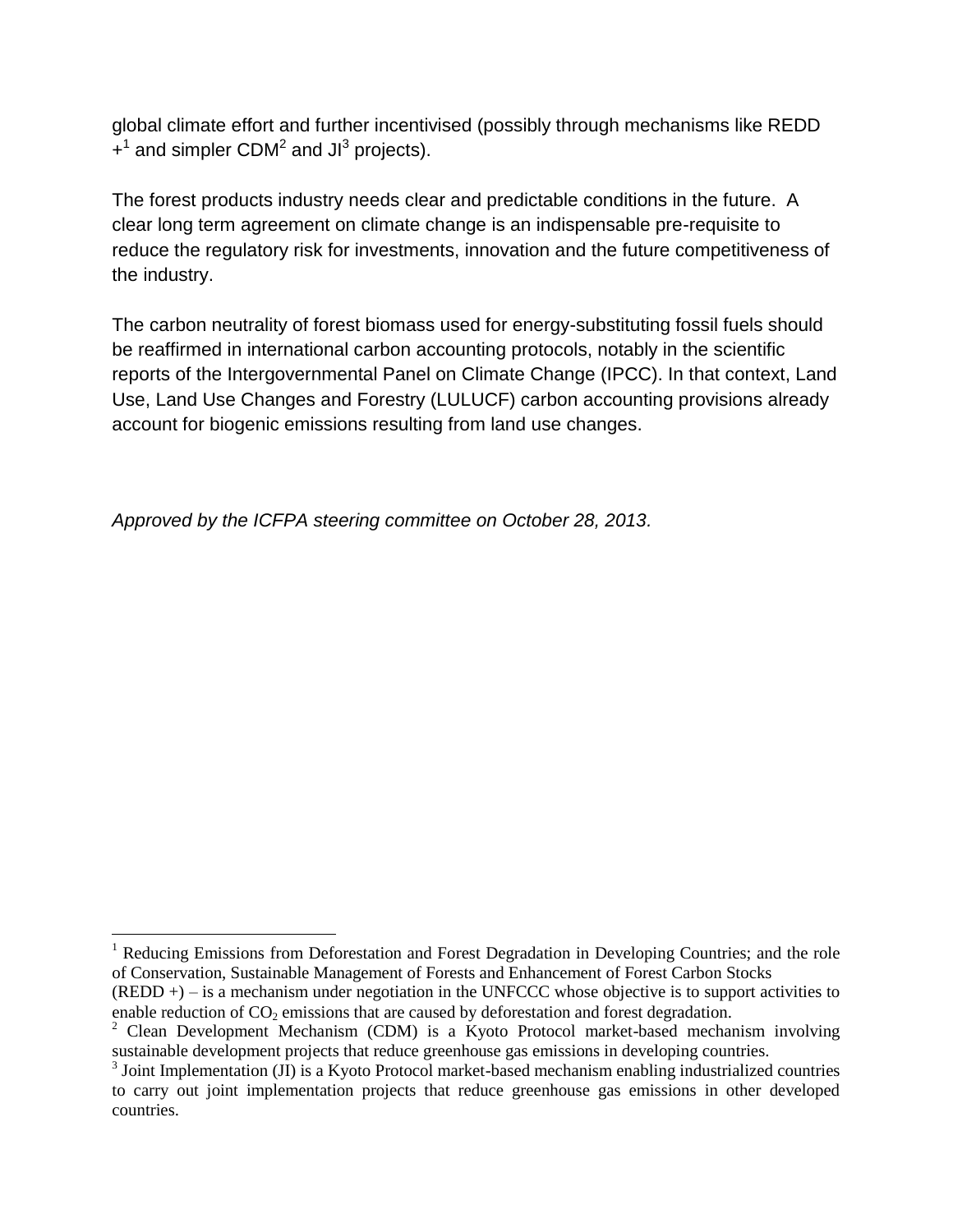global climate effort and further incentivised (possibly through mechanisms like REDD +[1] and simpler CDM[2] and JI[3] projects).

The forest products industry needs clear and predictable conditions in the future. A clear long term agreement on climate change is an indispensable pre-requisite to reduce the regulatory risk for investments, innovation and the future competitiveness of the industry.

The carbon neutrality of forest biomass used for energy-substituting fossil fuels should be reaffirmed in international carbon accounting protocols, notably in the scientific reports of the Intergovernmental Panel on Climate Change (IPCC). In that context, Land Use, Land Use Changes and Forestry (LULUCF) carbon accounting provisions already account for biogenic emissions resulting from land use changes.

*Approved by the ICFPA steering committee on October 28, 2013.*

---

[1] Reducing Emissions from Deforestation and Forest Degradation in Developing Countries; and the role of Conservation, Sustainable Management of Forests and Enhancement of Forest Carbon Stocks (REDD +) – is a mechanism under negotiation in the UNFCCC whose objective is to support activities to enable reduction of $CO_2$ emissions that are caused by deforestation and forest degradation.

[2] Clean Development Mechanism (CDM) is a Kyoto Protocol market-based mechanism involving sustainable development projects that reduce greenhouse gas emissions in developing countries.

[3] Joint Implementation (JI) is a Kyoto Protocol market-based mechanism enabling industrialized countries to carry out joint implementation projects that reduce greenhouse gas emissions in other developed countries.